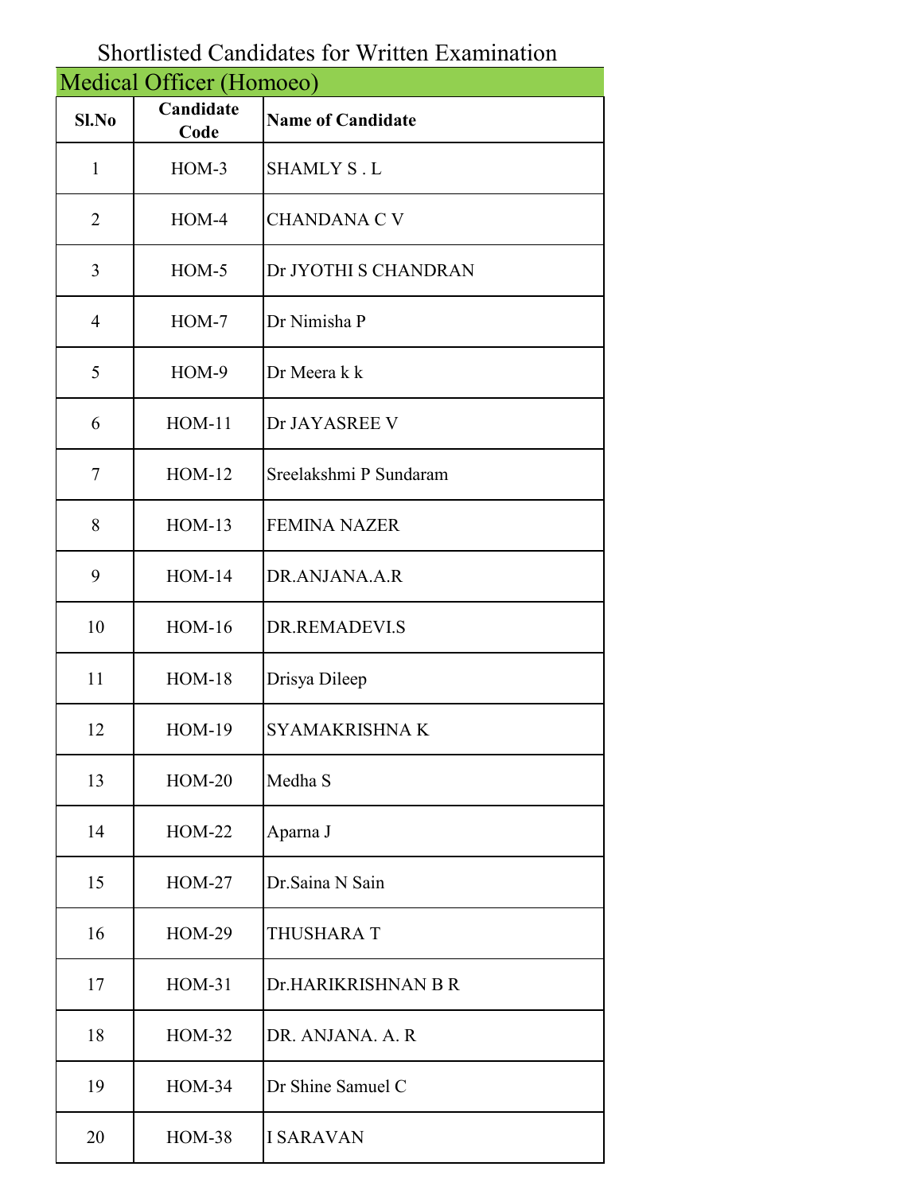# Shortlisted Candidates for Written Examination

## Medical Officer (Homoeo)

| Sl.No | Candidate Code | Name of Candidate |
|---|---|---|
| 1 | HOM-3 | SHAMLY S . L |
| 2 | HOM-4 | CHANDANA C V |
| 3 | HOM-5 | Dr JYOTHI S CHANDRAN |
| 4 | HOM-7 | Dr Nimisha P |
| 5 | HOM-9 | Dr Meera k k |
| 6 | HOM-11 | Dr JAYASREE V |
| 7 | HOM-12 | Sreelakshmi P Sundaram |
| 8 | HOM-13 | FEMINA NAZER |
| 9 | HOM-14 | DR.ANJANA.A.R |
| 10 | HOM-16 | DR.REMADEVI.S |
| 11 | HOM-18 | Drisya Dileep |
| 12 | HOM-19 | SYAMAKRISHNA K |
| 13 | HOM-20 | Medha S |
| 14 | HOM-22 | Aparna J |
| 15 | HOM-27 | Dr.Saina N Sain |
| 16 | HOM-29 | THUSHARA T |
| 17 | HOM-31 | Dr.HARIKRISHNAN B R |
| 18 | HOM-32 | DR. ANJANA. A. R |
| 19 | HOM-34 | Dr Shine Samuel C |
| 20 | HOM-38 | I SARAVAN |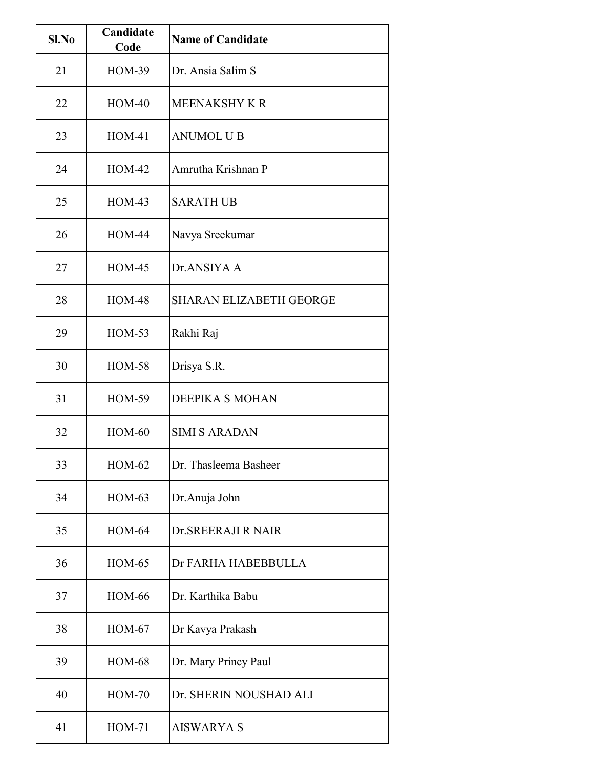| Sl.No | Candidate Code | Name of Candidate |
|---|---|---|
| 21 | HOM-39 | Dr. Ansia Salim S |
| 22 | HOM-40 | MEENAKSHY K R |
| 23 | HOM-41 | ANUMOL U B |
| 24 | HOM-42 | Amrutha Krishnan P |
| 25 | HOM-43 | SARATH UB |
| 26 | HOM-44 | Navya Sreekumar |
| 27 | HOM-45 | Dr.ANSIYA A |
| 28 | HOM-48 | SHARAN ELIZABETH GEORGE |
| 29 | HOM-53 | Rakhi Raj |
| 30 | HOM-58 | Drisya S.R. |
| 31 | HOM-59 | DEEPIKA S MOHAN |
| 32 | HOM-60 | SIMI S ARADAN |
| 33 | HOM-62 | Dr. Thasleema Basheer |
| 34 | HOM-63 | Dr.Anuja John |
| 35 | HOM-64 | Dr.SREERAJI R NAIR |
| 36 | HOM-65 | Dr FARHA HABEBBULLA |
| 37 | HOM-66 | Dr. Karthika Babu |
| 38 | HOM-67 | Dr Kavya Prakash |
| 39 | HOM-68 | Dr. Mary Princy Paul |
| 40 | HOM-70 | Dr. SHERIN NOUSHAD ALI |
| 41 | HOM-71 | AISWARYA S |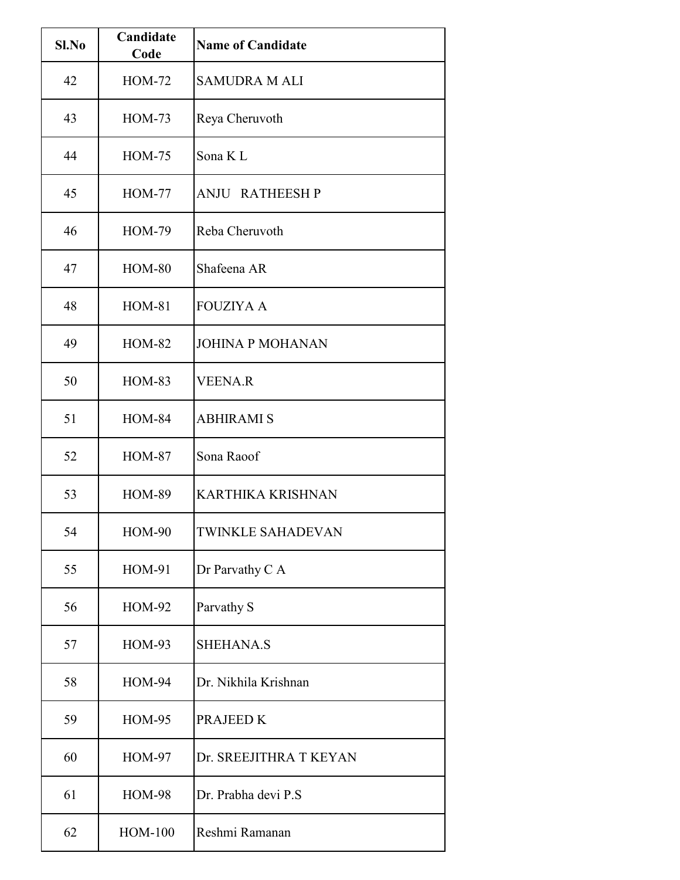| Sl.No | Candidate Code | Name of Candidate |
|---|---|---|
| 42 | HOM-72 | SAMUDRA M ALI |
| 43 | HOM-73 | Reya Cheruvoth |
| 44 | HOM-75 | Sona K L |
| 45 | HOM-77 | ANJU RATHEESH P |
| 46 | HOM-79 | Reba Cheruvoth |
| 47 | HOM-80 | Shafeena AR |
| 48 | HOM-81 | FOUZIYA A |
| 49 | HOM-82 | JOHINA P MOHANAN |
| 50 | HOM-83 | VEENA.R |
| 51 | HOM-84 | ABHIRAMI S |
| 52 | HOM-87 | Sona Raoof |
| 53 | HOM-89 | KARTHIKA KRISHNAN |
| 54 | HOM-90 | TWINKLE SAHADEVAN |
| 55 | HOM-91 | Dr Parvathy C A |
| 56 | HOM-92 | Parvathy S |
| 57 | HOM-93 | SHEHANA.S |
| 58 | HOM-94 | Dr. Nikhila Krishnan |
| 59 | HOM-95 | PRAJEED K |
| 60 | HOM-97 | Dr. SREEJITHRA T KEYAN |
| 61 | HOM-98 | Dr. Prabha devi P.S |
| 62 | HOM-100 | Reshmi Ramanan |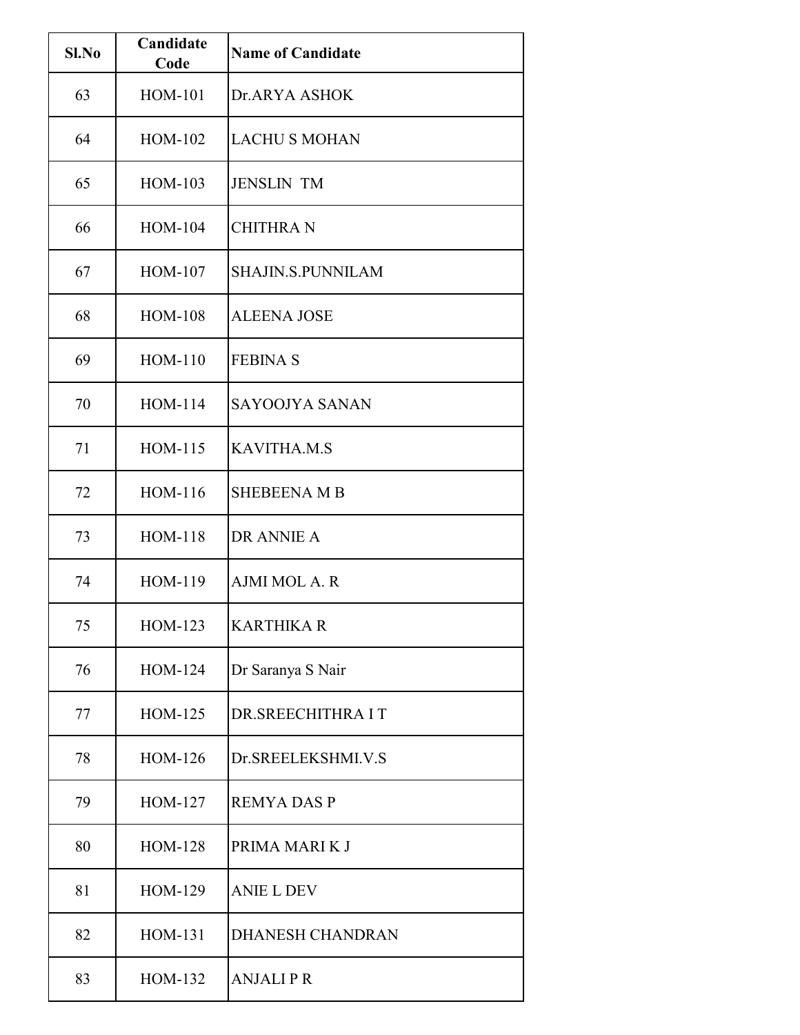| Sl.No | Candidate Code | Name of Candidate |
|---|---|---|
| 63 | HOM-101 | Dr.ARYA ASHOK |
| 64 | HOM-102 | LACHU S MOHAN |
| 65 | HOM-103 | JENSLIN TM |
| 66 | HOM-104 | CHITHRA N |
| 67 | HOM-107 | SHAJIN.S.PUNNILAM |
| 68 | HOM-108 | ALEENA JOSE |
| 69 | HOM-110 | FEBINA S |
| 70 | HOM-114 | SAYOOJYA SANAN |
| 71 | HOM-115 | KAVITHA.M.S |
| 72 | HOM-116 | SHEBEENA M B |
| 73 | HOM-118 | DR ANNIE A |
| 74 | HOM-119 | AJMI MOL A. R |
| 75 | HOM-123 | KARTHIKA R |
| 76 | HOM-124 | Dr Saranya S Nair |
| 77 | HOM-125 | DR.SREECHITHRA I T |
| 78 | HOM-126 | Dr.SREELEKSHMI.V.S |
| 79 | HOM-127 | REMYA DAS P |
| 80 | HOM-128 | PRIMA MARI K J |
| 81 | HOM-129 | ANIE L DEV |
| 82 | HOM-131 | DHANESH CHANDRAN |
| 83 | HOM-132 | ANJALI P R |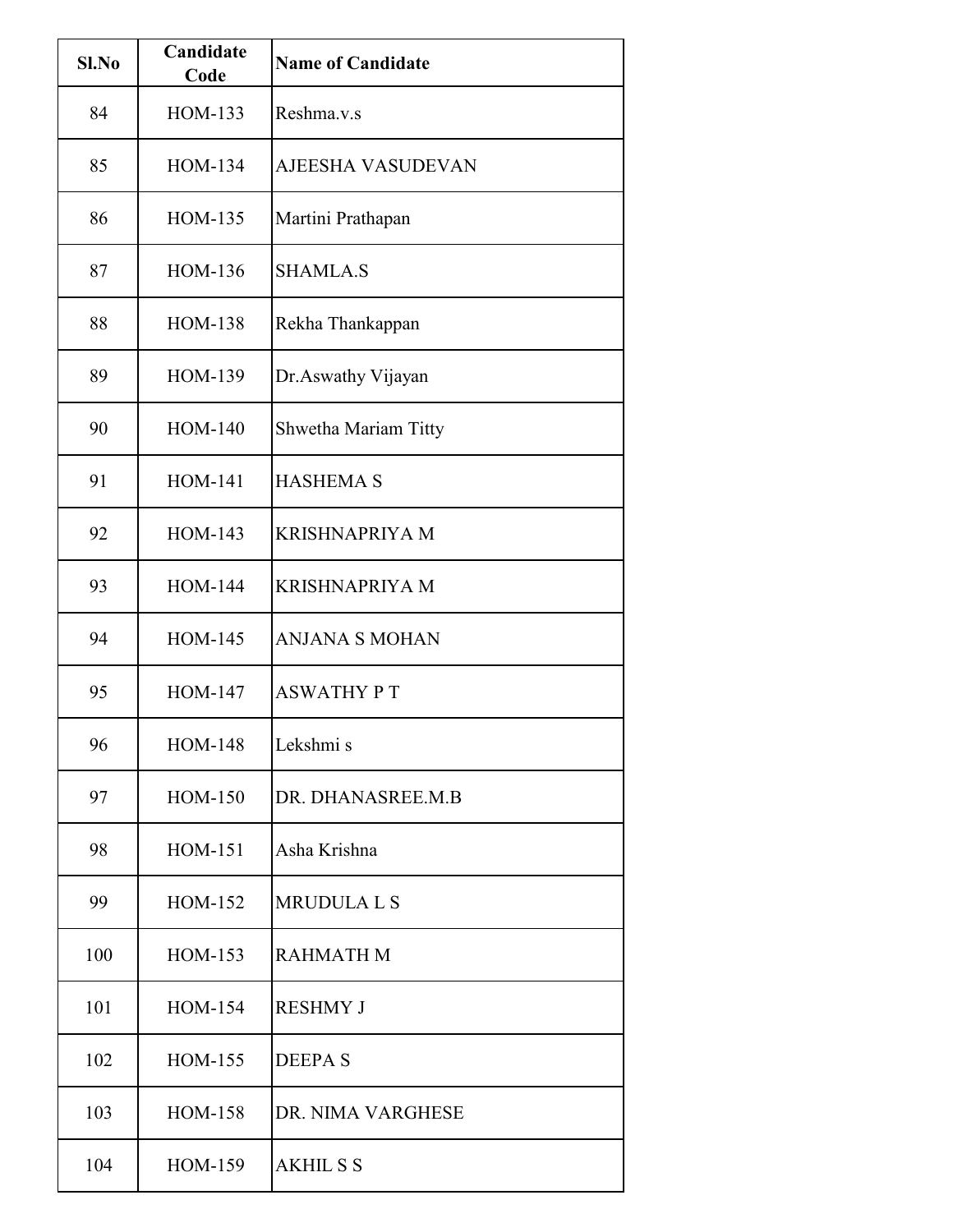| Sl.No | Candidate Code | Name of Candidate |
|---|---|---|
| 84 | HOM-133 | Reshma.v.s |
| 85 | HOM-134 | AJEESHA VASUDEVAN |
| 86 | HOM-135 | Martini Prathapan |
| 87 | HOM-136 | SHAMLA.S |
| 88 | HOM-138 | Rekha Thankappan |
| 89 | HOM-139 | Dr.Aswathy Vijayan |
| 90 | HOM-140 | Shwetha Mariam Titty |
| 91 | HOM-141 | HASHEMA S |
| 92 | HOM-143 | KRISHNAPRIYA M |
| 93 | HOM-144 | KRISHNAPRIYA M |
| 94 | HOM-145 | ANJANA S MOHAN |
| 95 | HOM-147 | ASWATHY P T |
| 96 | HOM-148 | Lekshmi s |
| 97 | HOM-150 | DR. DHANASREE.M.B |
| 98 | HOM-151 | Asha Krishna |
| 99 | HOM-152 | MRUDULA L S |
| 100 | HOM-153 | RAHMATH M |
| 101 | HOM-154 | RESHMY J |
| 102 | HOM-155 | DEEPA S |
| 103 | HOM-158 | DR. NIMA VARGHESE |
| 104 | HOM-159 | AKHIL S S |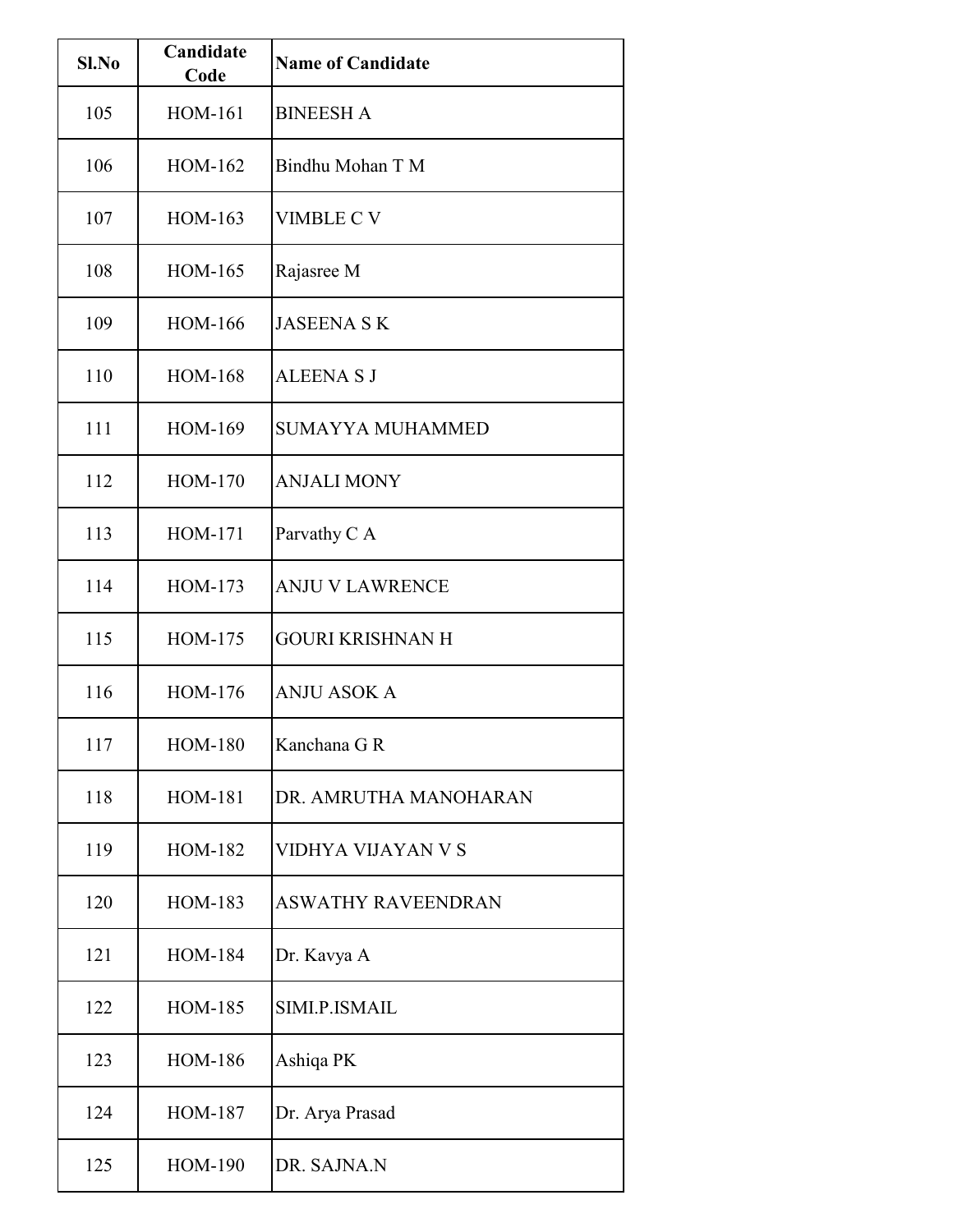| Sl.No | Candidate Code | Name of Candidate |
|---|---|---|
| 105 | HOM-161 | BINEESH A |
| 106 | HOM-162 | Bindhu Mohan T M |
| 107 | HOM-163 | VIMBLE C V |
| 108 | HOM-165 | Rajasree M |
| 109 | HOM-166 | JASEENA S K |
| 110 | HOM-168 | ALEENA S J |
| 111 | HOM-169 | SUMAYYA MUHAMMED |
| 112 | HOM-170 | ANJALI MONY |
| 113 | HOM-171 | Parvathy C A |
| 114 | HOM-173 | ANJU V LAWRENCE |
| 115 | HOM-175 | GOURI KRISHNAN H |
| 116 | HOM-176 | ANJU ASOK A |
| 117 | HOM-180 | Kanchana G R |
| 118 | HOM-181 | DR. AMRUTHA MANOHARAN |
| 119 | HOM-182 | VIDHYA VIJAYAN V S |
| 120 | HOM-183 | ASWATHY RAVEENDRAN |
| 121 | HOM-184 | Dr. Kavya A |
| 122 | HOM-185 | SIMI.P.ISMAIL |
| 123 | HOM-186 | Ashiqa PK |
| 124 | HOM-187 | Dr. Arya Prasad |
| 125 | HOM-190 | DR. SAJNA.N |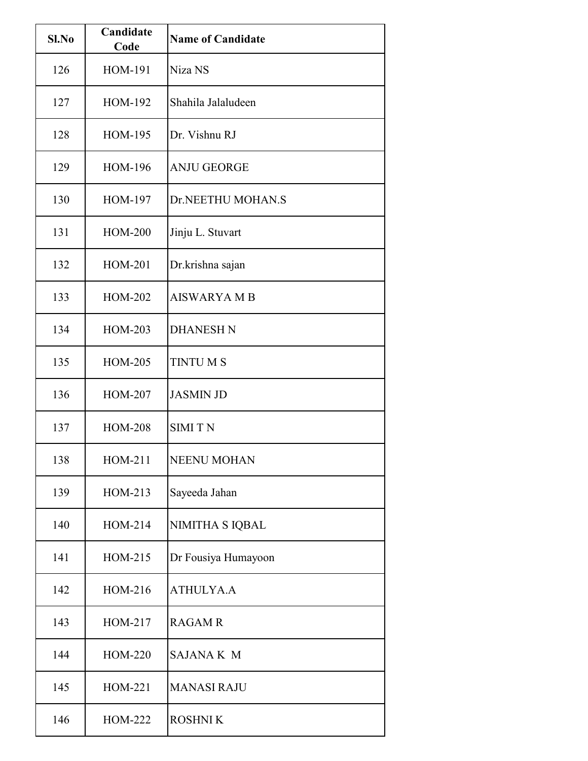| Sl.No | Candidate Code | Name of Candidate |
|---|---|---|
| 126 | HOM-191 | Niza NS |
| 127 | HOM-192 | Shahila Jalaludeen |
| 128 | HOM-195 | Dr. Vishnu RJ |
| 129 | HOM-196 | ANJU GEORGE |
| 130 | HOM-197 | Dr.NEETHU MOHAN.S |
| 131 | HOM-200 | Jinju L. Stuvart |
| 132 | HOM-201 | Dr.krishna sajan |
| 133 | HOM-202 | AISWARYA M B |
| 134 | HOM-203 | DHANESH N |
| 135 | HOM-205 | TINTU M S |
| 136 | HOM-207 | JASMIN JD |
| 137 | HOM-208 | SIMI T N |
| 138 | HOM-211 | NEENU MOHAN |
| 139 | HOM-213 | Sayeeda Jahan |
| 140 | HOM-214 | NIMITHA S IQBAL |
| 141 | HOM-215 | Dr Fousiya Humayoon |
| 142 | HOM-216 | ATHULYA.A |
| 143 | HOM-217 | RAGAM R |
| 144 | HOM-220 | SAJANA K M |
| 145 | HOM-221 | MANASI RAJU |
| 146 | HOM-222 | ROSHNI K |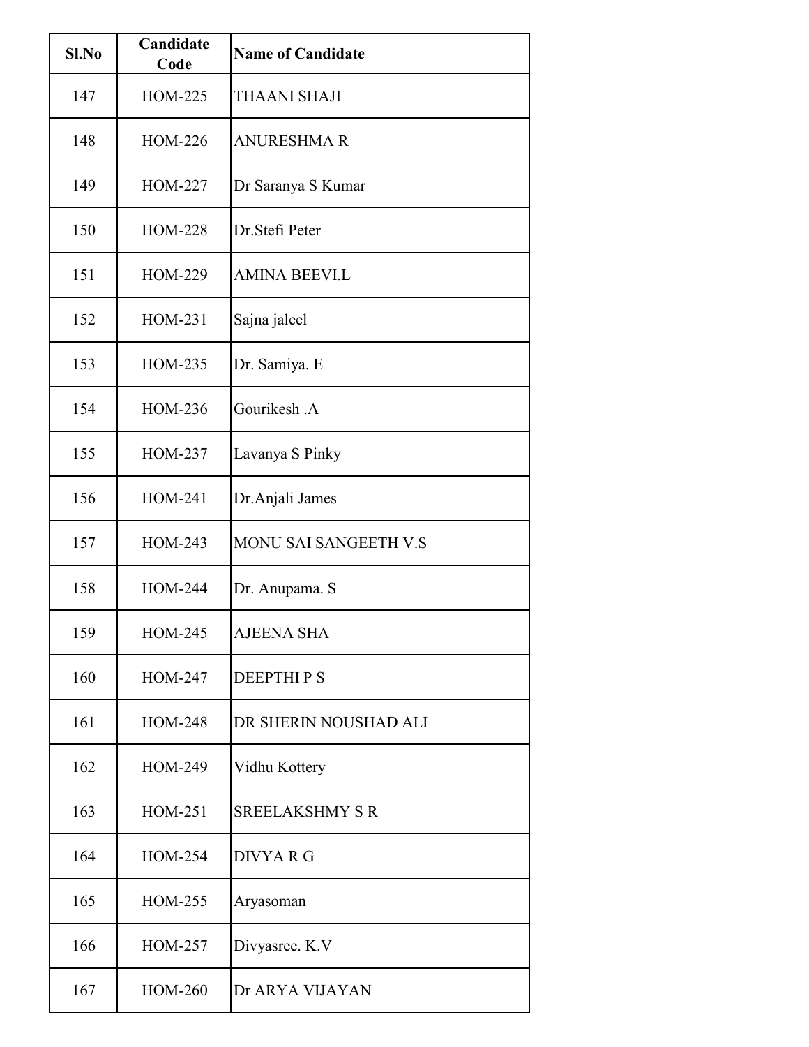| Sl.No | Candidate Code | Name of Candidate |
|---|---|---|
| 147 | HOM-225 | THAANI SHAJI |
| 148 | HOM-226 | ANURESHMA R |
| 149 | HOM-227 | Dr Saranya S Kumar |
| 150 | HOM-228 | Dr.Stefi Peter |
| 151 | HOM-229 | AMINA BEEVI.L |
| 152 | HOM-231 | Sajna jaleel |
| 153 | HOM-235 | Dr. Samiya. E |
| 154 | HOM-236 | Gourikesh .A |
| 155 | HOM-237 | Lavanya S Pinky |
| 156 | HOM-241 | Dr.Anjali James |
| 157 | HOM-243 | MONU SAI SANGEETH V.S |
| 158 | HOM-244 | Dr. Anupama. S |
| 159 | HOM-245 | AJEENA SHA |
| 160 | HOM-247 | DEEPTHI P S |
| 161 | HOM-248 | DR SHERIN NOUSHAD ALI |
| 162 | HOM-249 | Vidhu Kottery |
| 163 | HOM-251 | SREELAKSHMY S R |
| 164 | HOM-254 | DIVYA R G |
| 165 | HOM-255 | Aryasoman |
| 166 | HOM-257 | Divyasree. K.V |
| 167 | HOM-260 | Dr ARYA VIJAYAN |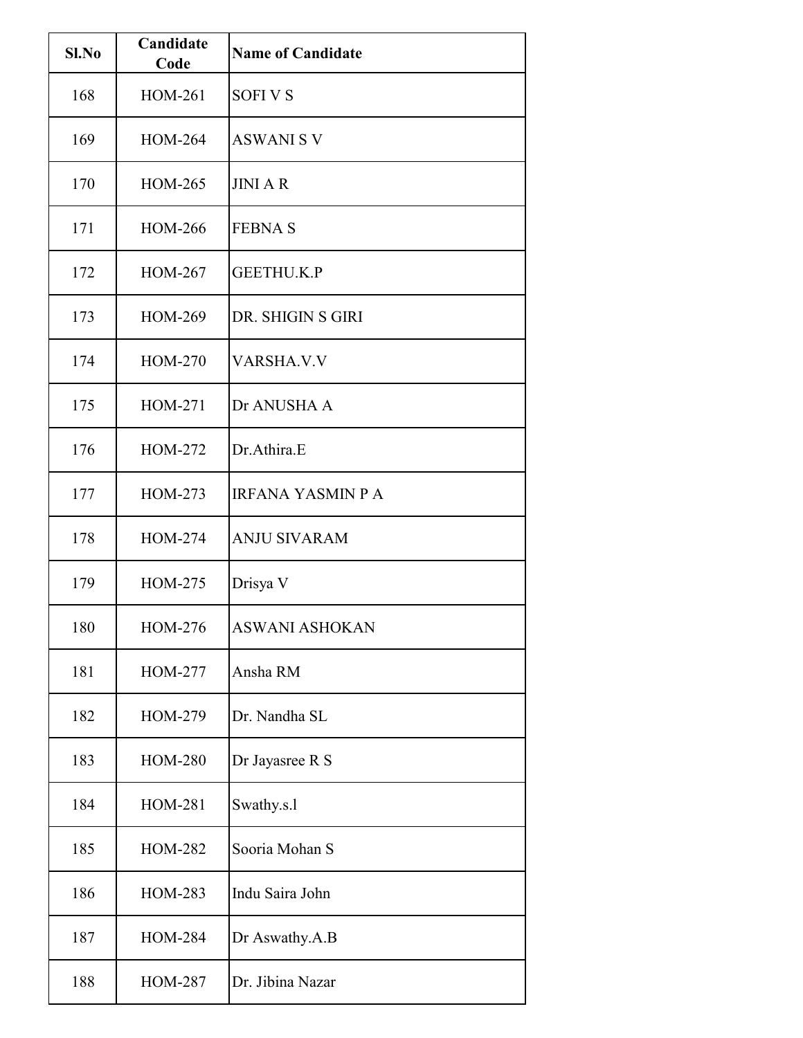| Sl.No | Candidate Code | Name of Candidate |
|---|---|---|
| 168 | HOM-261 | SOFI V S |
| 169 | HOM-264 | ASWANI S V |
| 170 | HOM-265 | JINI A R |
| 171 | HOM-266 | FEBNA S |
| 172 | HOM-267 | GEETHU.K.P |
| 173 | HOM-269 | DR. SHIGIN S GIRI |
| 174 | HOM-270 | VARSHA.V.V |
| 175 | HOM-271 | Dr ANUSHA A |
| 176 | HOM-272 | Dr.Athira.E |
| 177 | HOM-273 | IRFANA YASMIN P A |
| 178 | HOM-274 | ANJU SIVARAM |
| 179 | HOM-275 | Drisya V |
| 180 | HOM-276 | ASWANI ASHOKAN |
| 181 | HOM-277 | Ansha RM |
| 182 | HOM-279 | Dr. Nandha SL |
| 183 | HOM-280 | Dr Jayasree R S |
| 184 | HOM-281 | Swathy.s.l |
| 185 | HOM-282 | Sooria Mohan S |
| 186 | HOM-283 | Indu Saira John |
| 187 | HOM-284 | Dr Aswathy.A.B |
| 188 | HOM-287 | Dr. Jibina Nazar |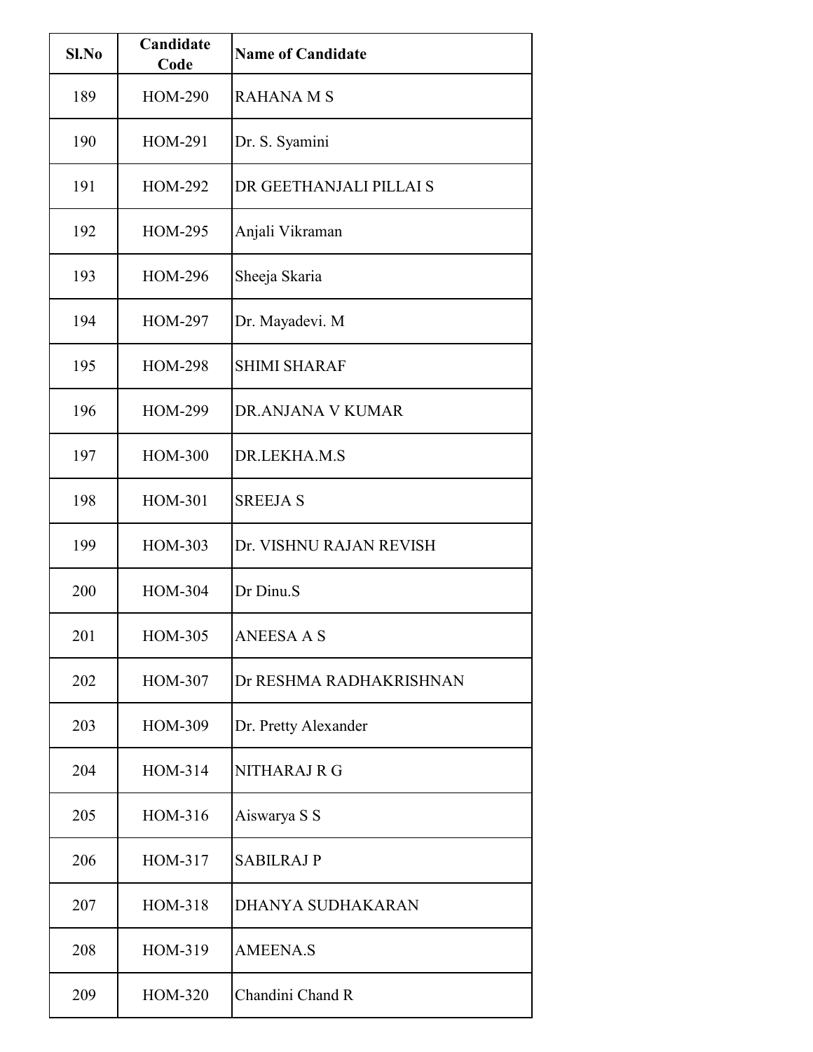| Sl.No | Candidate Code | Name of Candidate |
|---|---|---|
| 189 | HOM-290 | RAHANA M S |
| 190 | HOM-291 | Dr. S. Syamini |
| 191 | HOM-292 | DR GEETHANJALI PILLAI S |
| 192 | HOM-295 | Anjali Vikraman |
| 193 | HOM-296 | Sheeja Skaria |
| 194 | HOM-297 | Dr. Mayadevi. M |
| 195 | HOM-298 | SHIMI SHARAF |
| 196 | HOM-299 | DR.ANJANA V KUMAR |
| 197 | HOM-300 | DR.LEKHA.M.S |
| 198 | HOM-301 | SREEJA S |
| 199 | HOM-303 | Dr. VISHNU RAJAN REVISH |
| 200 | HOM-304 | Dr Dinu.S |
| 201 | HOM-305 | ANEESA A S |
| 202 | HOM-307 | Dr RESHMA RADHAKRISHNAN |
| 203 | HOM-309 | Dr. Pretty Alexander |
| 204 | HOM-314 | NITHARAJ R G |
| 205 | HOM-316 | Aiswarya S S |
| 206 | HOM-317 | SABILRAJ P |
| 207 | HOM-318 | DHANYA SUDHAKARAN |
| 208 | HOM-319 | AMEENA.S |
| 209 | HOM-320 | Chandini Chand R |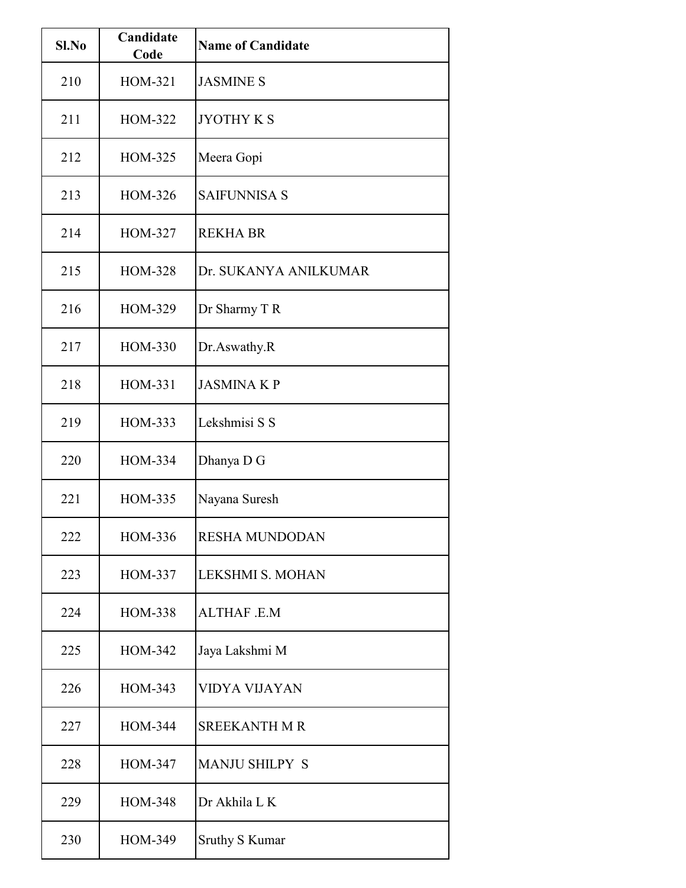| Sl.No | Candidate Code | Name of Candidate |
|---|---|---|
| 210 | HOM-321 | JASMINE S |
| 211 | HOM-322 | JYOTHY K S |
| 212 | HOM-325 | Meera Gopi |
| 213 | HOM-326 | SAIFUNNISA S |
| 214 | HOM-327 | REKHA BR |
| 215 | HOM-328 | Dr. SUKANYA ANILKUMAR |
| 216 | HOM-329 | Dr Sharmy T R |
| 217 | HOM-330 | Dr.Aswathy.R |
| 218 | HOM-331 | JASMINA K P |
| 219 | HOM-333 | Lekshmisi S S |
| 220 | HOM-334 | Dhanya D G |
| 221 | HOM-335 | Nayana Suresh |
| 222 | HOM-336 | RESHA MUNDODAN |
| 223 | HOM-337 | LEKSHMI S. MOHAN |
| 224 | HOM-338 | ALTHAF .E.M |
| 225 | HOM-342 | Jaya Lakshmi M |
| 226 | HOM-343 | VIDYA VIJAYAN |
| 227 | HOM-344 | SREEKANTH M R |
| 228 | HOM-347 | MANJU SHILPY S |
| 229 | HOM-348 | Dr Akhila L K |
| 230 | HOM-349 | Sruthy S Kumar |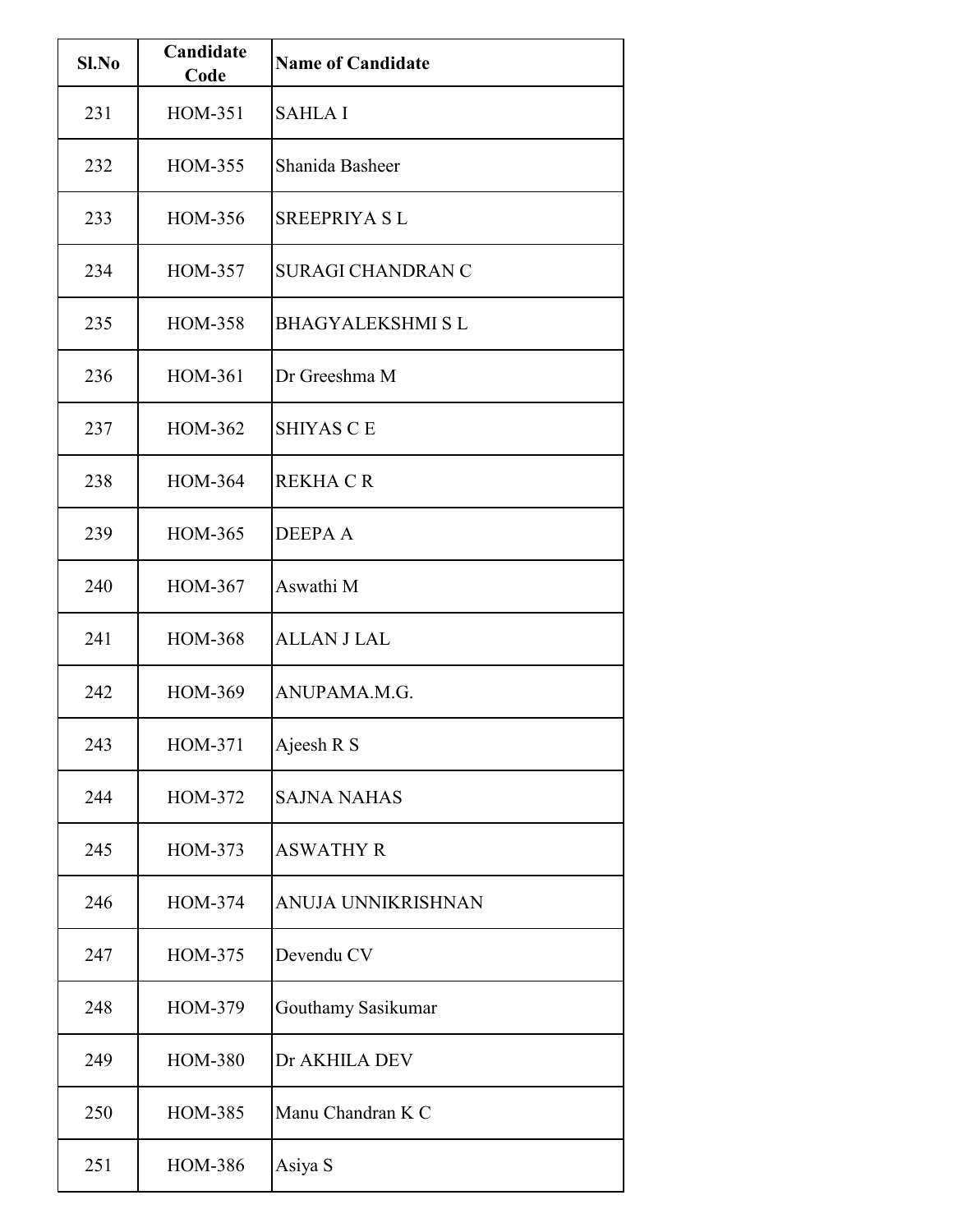| Sl.No | Candidate Code | Name of Candidate |
|---|---|---|
| 231 | HOM-351 | SAHLA I |
| 232 | HOM-355 | Shanida Basheer |
| 233 | HOM-356 | SREEPRIYA S L |
| 234 | HOM-357 | SURAGI CHANDRAN C |
| 235 | HOM-358 | BHAGYALEKSHMI S L |
| 236 | HOM-361 | Dr Greeshma M |
| 237 | HOM-362 | SHIYAS C E |
| 238 | HOM-364 | REKHA C R |
| 239 | HOM-365 | DEEPA A |
| 240 | HOM-367 | Aswathi M |
| 241 | HOM-368 | ALLAN J LAL |
| 242 | HOM-369 | ANUPAMA.M.G. |
| 243 | HOM-371 | Ajeesh R S |
| 244 | HOM-372 | SAJNA NAHAS |
| 245 | HOM-373 | ASWATHY R |
| 246 | HOM-374 | ANUJA UNNIKRISHNAN |
| 247 | HOM-375 | Devendu CV |
| 248 | HOM-379 | Gouthamy Sasikumar |
| 249 | HOM-380 | Dr AKHILA DEV |
| 250 | HOM-385 | Manu Chandran K C |
| 251 | HOM-386 | Asiya S |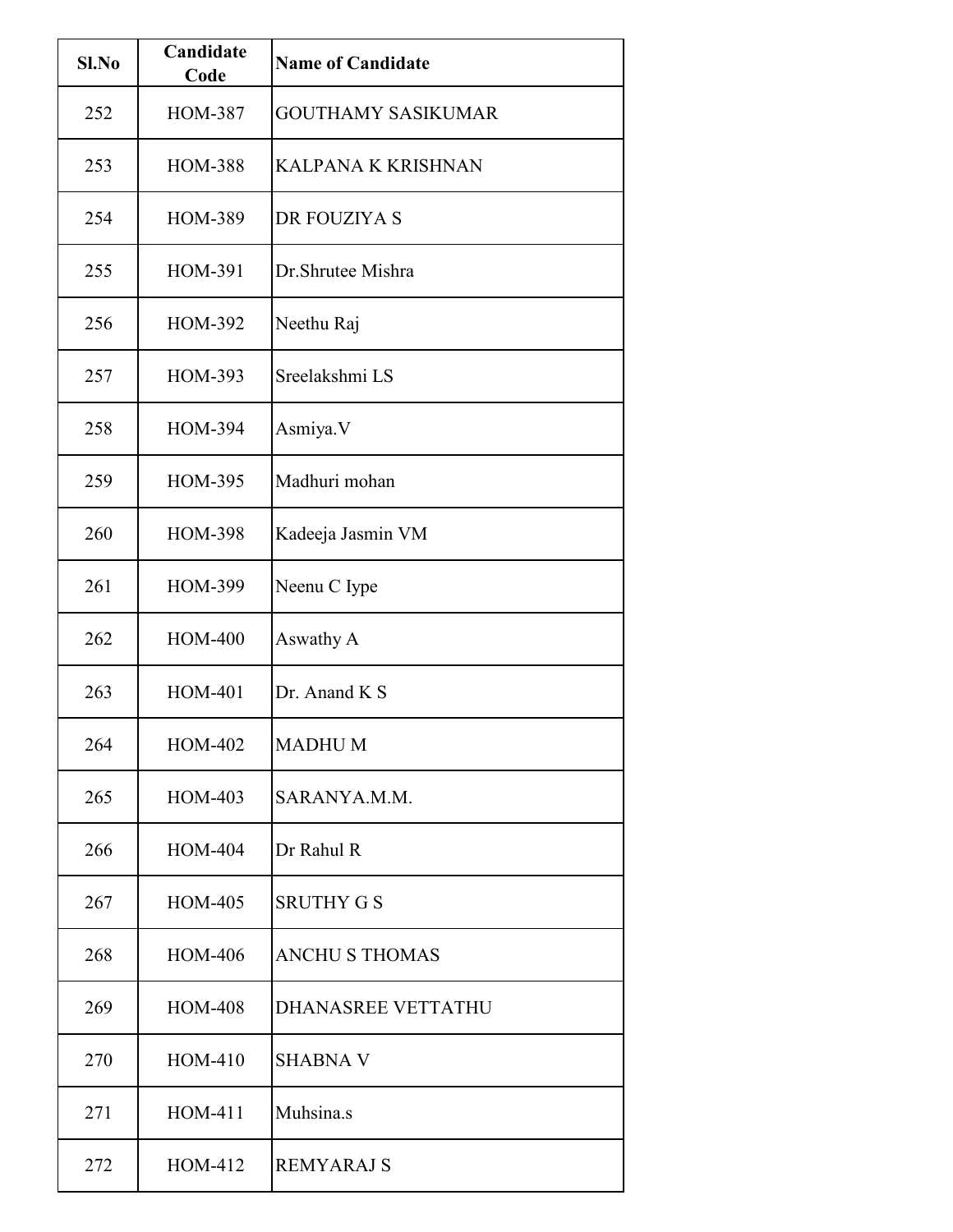| Sl.No | Candidate Code | Name of Candidate |
|---|---|---|
| 252 | HOM-387 | GOUTHAMY SASIKUMAR |
| 253 | HOM-388 | KALPANA K KRISHNAN |
| 254 | HOM-389 | DR FOUZIYA S |
| 255 | HOM-391 | Dr.Shrutee Mishra |
| 256 | HOM-392 | Neethu Raj |
| 257 | HOM-393 | Sreelakshmi LS |
| 258 | HOM-394 | Asmiya.V |
| 259 | HOM-395 | Madhuri mohan |
| 260 | HOM-398 | Kadeeja Jasmin VM |
| 261 | HOM-399 | Neenu C Iype |
| 262 | HOM-400 | Aswathy A |
| 263 | HOM-401 | Dr. Anand K S |
| 264 | HOM-402 | MADHU M |
| 265 | HOM-403 | SARANYA.M.M. |
| 266 | HOM-404 | Dr Rahul R |
| 267 | HOM-405 | SRUTHY G S |
| 268 | HOM-406 | ANCHU S THOMAS |
| 269 | HOM-408 | DHANASREE VETTATHU |
| 270 | HOM-410 | SHABNA V |
| 271 | HOM-411 | Muhsina.s |
| 272 | HOM-412 | REMYARAJ S |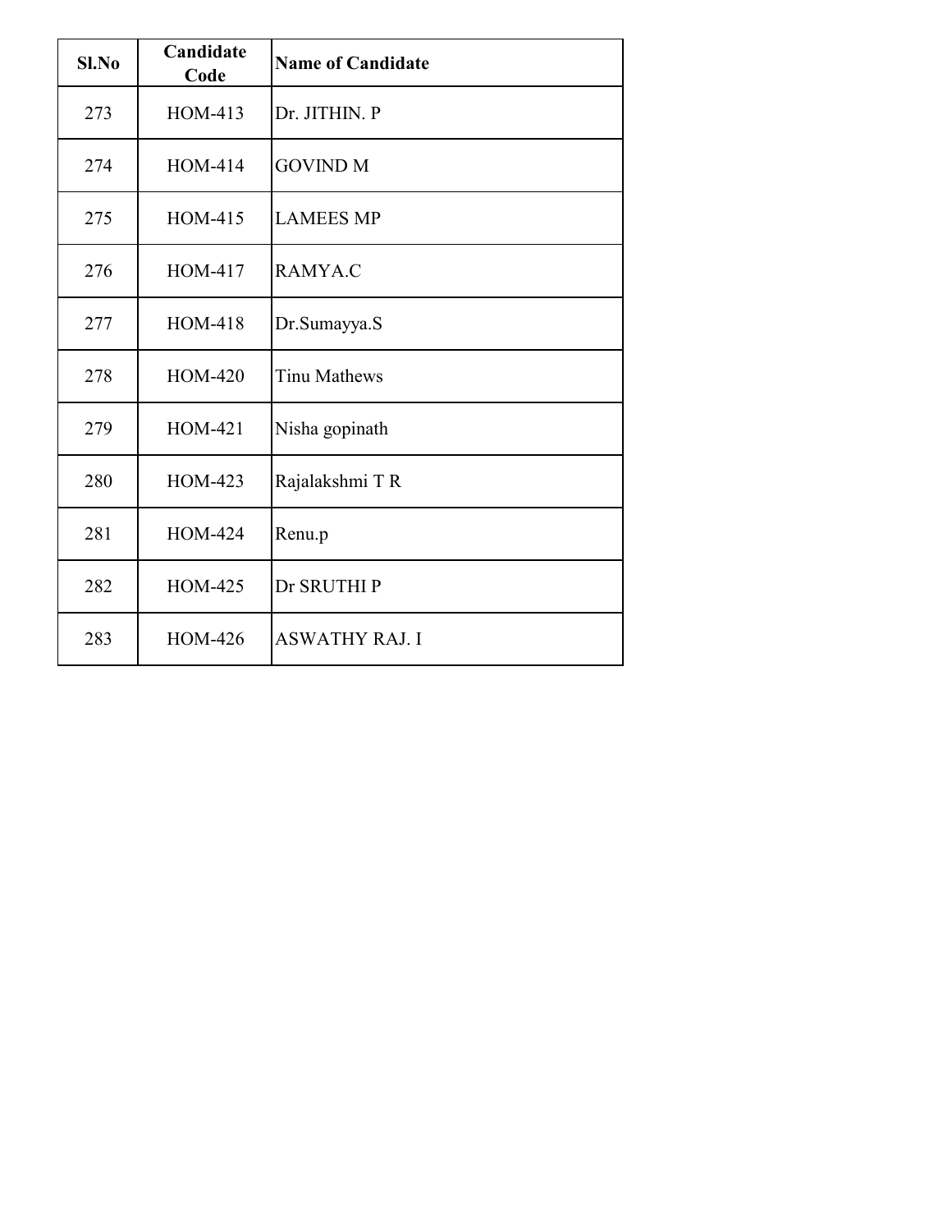| Sl.No | Candidate Code | Name of Candidate |
| --- | --- | --- |
| 273 | HOM-413 | Dr. JITHIN. P |
| 274 | HOM-414 | GOVIND M |
| 275 | HOM-415 | LAMEES MP |
| 276 | HOM-417 | RAMYA.C |
| 277 | HOM-418 | Dr.Sumayya.S |
| 278 | HOM-420 | Tinu Mathews |
| 279 | HOM-421 | Nisha gopinath |
| 280 | HOM-423 | Rajalakshmi T R |
| 281 | HOM-424 | Renu.p |
| 282 | HOM-425 | Dr SRUTHI P |
| 283 | HOM-426 | ASWATHY RAJ. I |